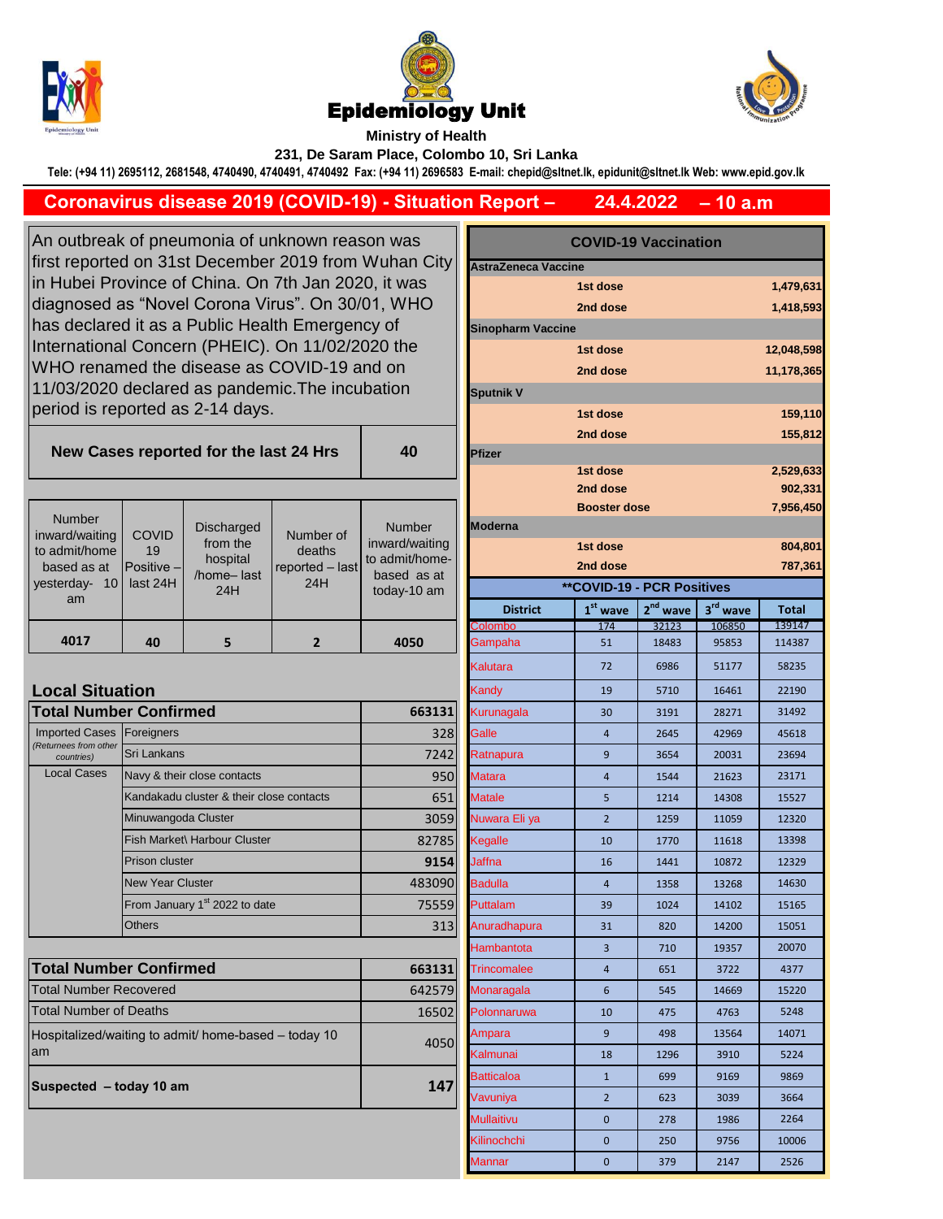# Epidemiology Unit

**Ministry of Health**

**231, De Saram Place, Colombo 10, Sri Lanka**

**Tele: (+94 11) 2695112, 2681548, 4740490, 4740491, 4740492 Fax: (+94 11) 2696583 E-mail: chepid@sltnet.lk, epidunit@sltnet.lk Web: www.epid.gov.lk**

## Coronavirus disease 2019 (COVID-19) - Situation Report – 24.4.2022 – 10 a.m

An outbreak of pneumonia of unknown reason was first reported on 31st December 2019 from Wuhan City in Hubei Province of China. On 7th Jan 2020, it was diagnosed as "Novel Corona Virus". On 30/01, WHO has declared it as a Public Health Emergency of International Concern (PHEIC). On 11/02/2020 the WHO renamed the disease as COVID-19 and on 11/03/2020 declared as pandemic.The incubation period is reported as 2-14 days.

| New Cases reported for the last 24 Hrs | 40 |
|---|---|

| Number inward/waiting to admit/home based as at yesterday- 10 am | COVID 19 Positive – last 24H | Discharged from the hospital /home– last 24H | Number of deaths reported – last 24H | Number inward/waiting to admit/home-based as at today-10 am |
|---|---|---|---|---|
| 4017 | 40 | 5 | 2 | 4050 |

### Local Situation

| **Total Number Confirmed** | | 663131 |
|---|---|---|
| Imported Cases (Returnees from other countries) | Foreigners | 328 |
| | Sri Lankans | 7242 |
| Local Cases | Navy & their close contacts | 950 |
| | Kandakadu cluster & their close contacts | 651 |
| | Minuwangoda Cluster | 3059 |
| | Fish Market\ Harbour Cluster | 82785 |
| | Prison cluster | 9154 |
| | New Year Cluster | 483090 |
| | From January 1st 2022 to date | 75559 |
| | Others | 313 |

| **Total Number Confirmed** | 663131 |
|---|---|
| Total Number Recovered | 642579 |
| Total Number of Deaths | 16502 |
| Hospitalized/waiting to admit/ home-based – today 10 am | 4050 |
| **Suspected – today 10 am** | **147** |

### COVID-19 Vaccination

| Vaccine | Dose | Count |
|---|---|---|
| **AstraZeneca Vaccine** | | |
| | 1st dose | 1,479,631 |
| | 2nd dose | 1,418,593 |
| **Sinopharm Vaccine** | | |
| | 1st dose | 12,048,598 |
| | 2nd dose | 11,178,365 |
| **Sputnik V** | | |
| | 1st dose | 159,110 |
| | 2nd dose | 155,812 |
| **Pfizer** | | |
| | 1st dose | 2,529,633 |
| | 2nd dose | 902,331 |
| | Booster dose | 7,956,450 |
| **Moderna** | | |
| | 1st dose | 804,801 |
| | 2nd dose | 787,361 |

### **COVID-19 - PCR Positives

| District | 1st wave | 2nd wave | 3rd wave | Total |
|---|---|---|---|---|
| Colombo | 174 | 32123 | 106850 | 139147 |
| Gampaha | 51 | 18483 | 95853 | 114387 |
| Kalutara | 72 | 6986 | 51177 | 58235 |
| Kandy | 19 | 5710 | 16461 | 22190 |
| Kurunagala | 30 | 3191 | 28271 | 31492 |
| Galle | 4 | 2645 | 42969 | 45618 |
| Ratnapura | 9 | 3654 | 20031 | 23694 |
| Matara | 4 | 1544 | 21623 | 23171 |
| Matale | 5 | 1214 | 14308 | 15527 |
| Nuwara Eli ya | 2 | 1259 | 11059 | 12320 |
| Kegalle | 10 | 1770 | 11618 | 13398 |
| Jaffna | 16 | 1441 | 10872 | 12329 |
| Badulla | 4 | 1358 | 13268 | 14630 |
| Puttalam | 39 | 1024 | 14102 | 15165 |
| Anuradhapura | 31 | 820 | 14200 | 15051 |
| Hambantota | 3 | 710 | 19357 | 20070 |
| Trincomalee | 4 | 651 | 3722 | 4377 |
| Monaragala | 6 | 545 | 14669 | 15220 |
| Polonnaruwa | 10 | 475 | 4763 | 5248 |
| Ampara | 9 | 498 | 13564 | 14071 |
| Kalmunai | 18 | 1296 | 3910 | 5224 |
| Batticaloa | 1 | 699 | 9169 | 9869 |
| Vavuniya | 2 | 623 | 3039 | 3664 |
| Mullaitivu | 0 | 278 | 1986 | 2264 |
| Kilinochchi | 0 | 250 | 9756 | 10006 |
| Mannar | 0 | 379 | 2147 | 2526 |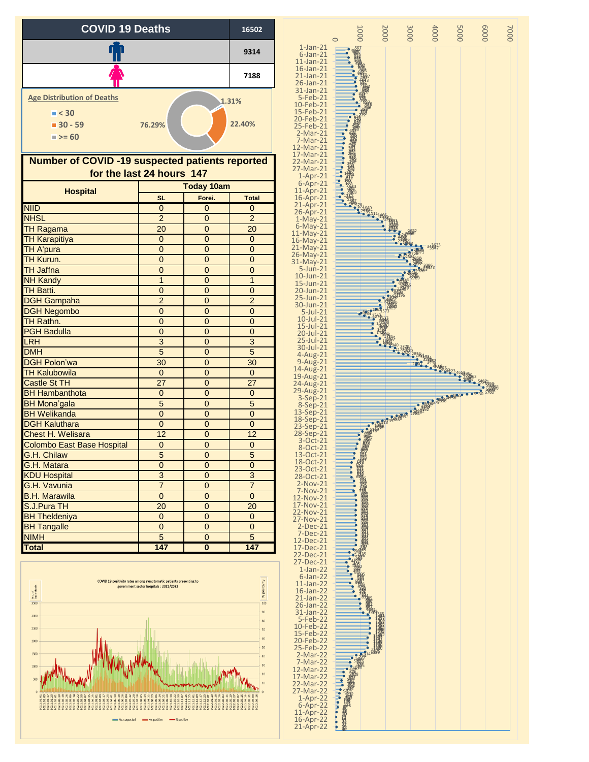| COVID 19 Deaths | 16502 |
|---|---|
| Male | 9314 |
| Female | 7188 |

**Age Distribution of Deaths**

- < 30
- 30 - 59
- >= 60

1.31%
22.40%
76.29%

## Number of COVID -19 suspected patients reported for the last 24 hours 147

| Hospital | Today 10am | | |
|---|---|---|---|
| | SL | Forei. | Total |
| NIID | 0 | 0 | 0 |
| NHSL | 2 | 0 | 2 |
| TH Ragama | 20 | 0 | 20 |
| TH Karapitiya | 0 | 0 | 0 |
| TH A'pura | 0 | 0 | 0 |
| TH Kurun. | 0 | 0 | 0 |
| TH Jaffna | 0 | 0 | 0 |
| NH Kandy | 1 | 0 | 1 |
| TH Batti. | 0 | 0 | 0 |
| DGH Gampaha | 2 | 0 | 2 |
| DGH Negombo | 0 | 0 | 0 |
| TH Rathn. | 0 | 0 | 0 |
| PGH Badulla | 0 | 0 | 0 |
| LRH | 3 | 0 | 3 |
| DMH | 5 | 0 | 5 |
| DGH Polon'wa | 30 | 0 | 30 |
| TH Kalubowila | 0 | 0 | 0 |
| Castle St TH | 27 | 0 | 27 |
| BH Hambanthota | 0 | 0 | 0 |
| BH Mona'gala | 5 | 0 | 5 |
| BH Welikanda | 0 | 0 | 0 |
| DGH Kaluthara | 0 | 0 | 0 |
| Chest H. Welisara | 12 | 0 | 12 |
| Colombo East Base Hospital | 0 | 0 | 0 |
| G.H. Chilaw | 5 | 0 | 5 |
| G.H. Matara | 0 | 0 | 0 |
| KDU Hospital | 3 | 0 | 3 |
| G.H. Vavunia | 7 | 0 | 7 |
| B.H. Marawila | 0 | 0 | 0 |
| S.J.Pura TH | 20 | 0 | 20 |
| BH Theldeniya | 0 | 0 | 0 |
| BH Tangalle | 0 | 0 | 0 |
| NIMH | 5 | 0 | 5 |
| **Total** | **147** | **0** | **147** |

COVID 19 positivity rates among symptomatic patients presenting to government sector hospitals : 2021/2022

No. suspected — No. positive — % positive